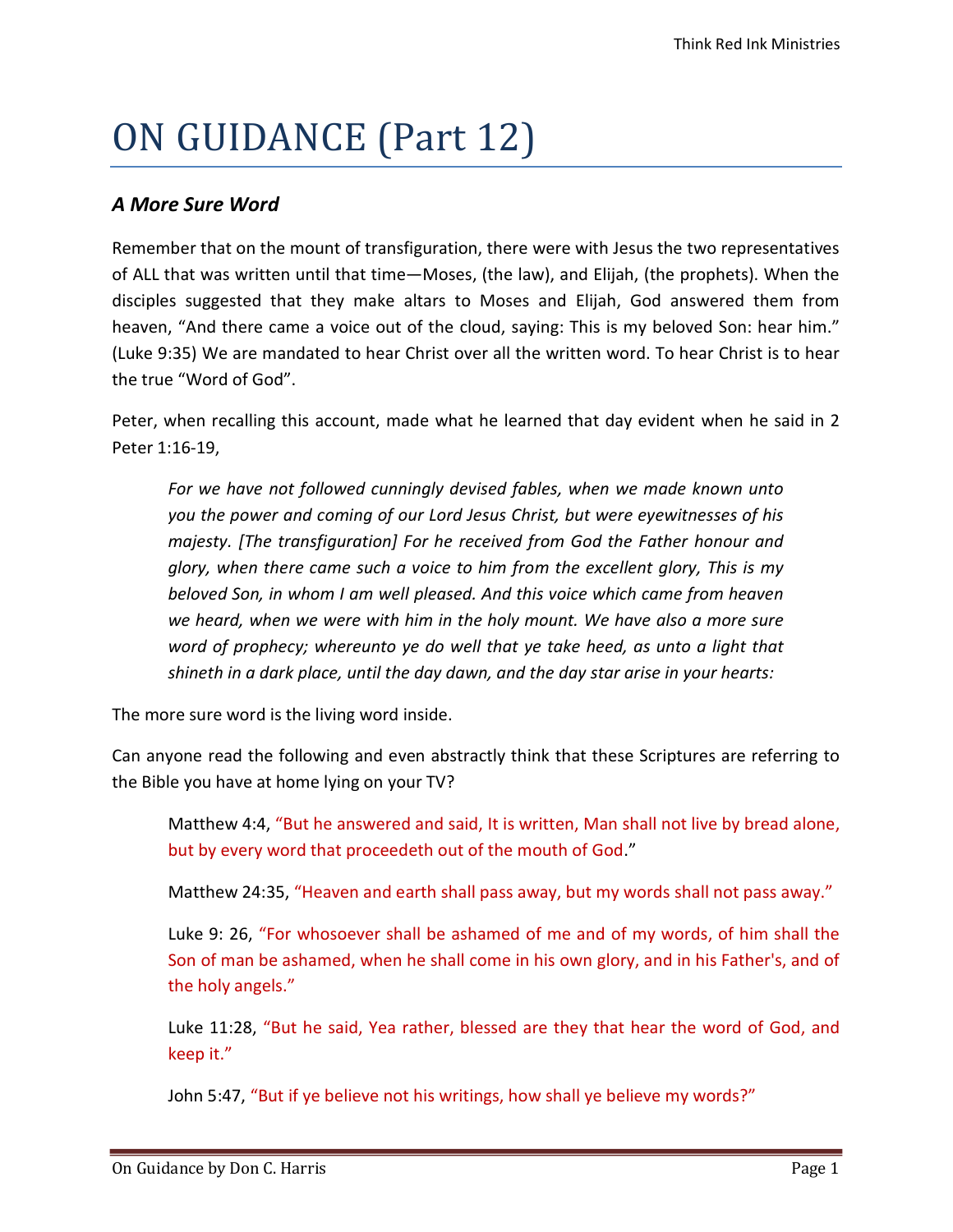# ON GUIDANCE (Part 12)

## *A More Sure Word*

Remember that on the mount of transfiguration, there were with Jesus the two representatives of ALL that was written until that time—Moses, (the law), and Elijah, (the prophets). When the disciples suggested that they make altars to Moses and Elijah, God answered them from heaven, "And there came a voice out of the cloud, saying: This is my beloved Son: hear him." (Luke 9:35) We are mandated to hear Christ over all the written word. To hear Christ is to hear the true "Word of God".

Peter, when recalling this account, made what he learned that day evident when he said in 2 Peter 1:16-19,

> *For we have not followed cunningly devised fables, when we made known unto you the power and coming of our Lord Jesus Christ, but were eyewitnesses of his majesty. [The transfiguration] For he received from God the Father honour and glory, when there came such a voice to him from the excellent glory, This is my beloved Son, in whom I am well pleased. And this voice which came from heaven we heard, when we were with him in the holy mount. We have also a more sure word of prophecy; whereunto ye do well that ye take heed, as unto a light that shineth in a dark place, until the day dawn, and the day star arise in your hearts:*

The more sure word is the living word inside.

Can anyone read the following and even abstractly think that these Scriptures are referring to the Bible you have at home lying on your TV?

> Matthew 4:4, "But he answered and said, It is written, Man shall not live by bread alone, but by every word that proceedeth out of the mouth of God."
>
> Matthew 24:35, "Heaven and earth shall pass away, but my words shall not pass away."
>
> Luke 9: 26, "For whosoever shall be ashamed of me and of my words, of him shall the Son of man be ashamed, when he shall come in his own glory, and in his Father's, and of the holy angels."
>
> Luke 11:28, "But he said, Yea rather, blessed are they that hear the word of God, and keep it."
>
> John 5:47, "But if ye believe not his writings, how shall ye believe my words?"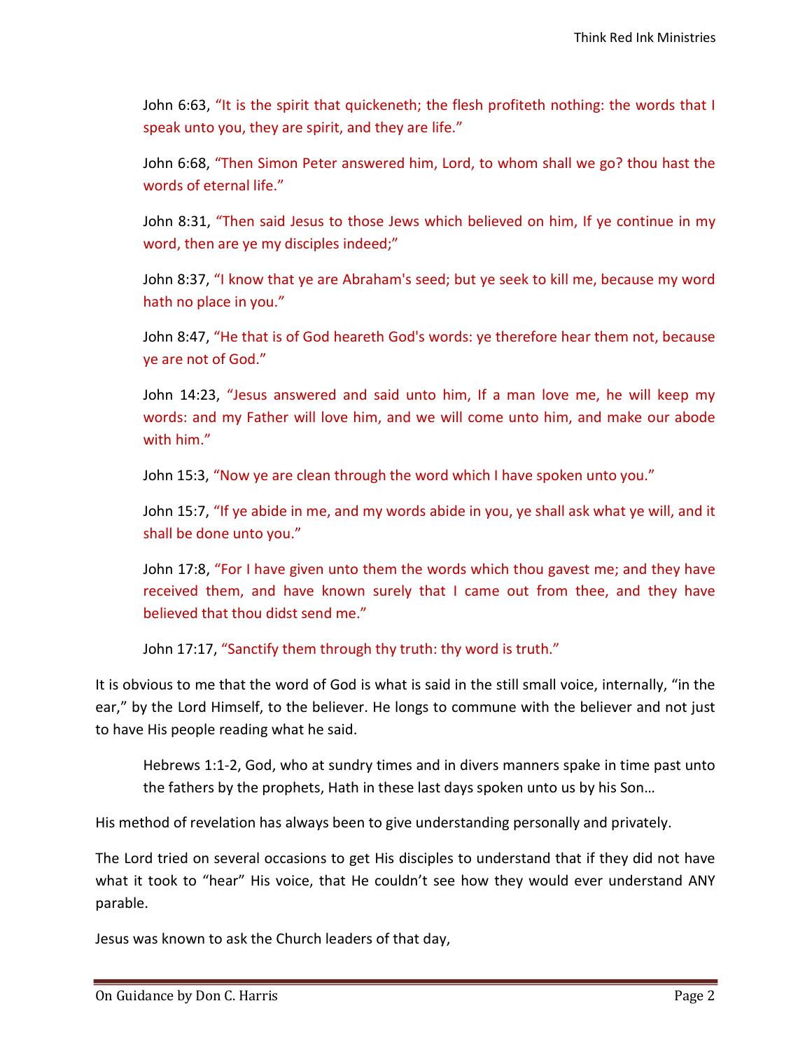> John 6:63, “It is the spirit that quickeneth; the flesh profiteth nothing: the words that I speak unto you, they are spirit, and they are life.”
>
> John 6:68, “Then Simon Peter answered him, Lord, to whom shall we go? thou hast the words of eternal life.”
>
> John 8:31, “Then said Jesus to those Jews which believed on him, If ye continue in my word, then are ye my disciples indeed;”
>
> John 8:37, “I know that ye are Abraham's seed; but ye seek to kill me, because my word hath no place in you.”
>
> John 8:47, “He that is of God heareth God's words: ye therefore hear them not, because ye are not of God.”
>
> John 14:23, “Jesus answered and said unto him, If a man love me, he will keep my words: and my Father will love him, and we will come unto him, and make our abode with him.”
>
> John 15:3, “Now ye are clean through the word which I have spoken unto you.”
>
> John 15:7, “If ye abide in me, and my words abide in you, ye shall ask what ye will, and it shall be done unto you.”
>
> John 17:8, “For I have given unto them the words which thou gavest me; and they have received them, and have known surely that I came out from thee, and they have believed that thou didst send me.”
>
> John 17:17, “Sanctify them through thy truth: thy word is truth.”

It is obvious to me that the word of God is what is said in the still small voice, internally, “in the ear,” by the Lord Himself, to the believer. He longs to commune with the believer and not just to have His people reading what he said.

> Hebrews 1:1-2, God, who at sundry times and in divers manners spake in time past unto the fathers by the prophets, Hath in these last days spoken unto us by his Son…

His method of revelation has always been to give understanding personally and privately.

The Lord tried on several occasions to get His disciples to understand that if they did not have what it took to “hear” His voice, that He couldn’t see how they would ever understand ANY parable.

Jesus was known to ask the Church leaders of that day,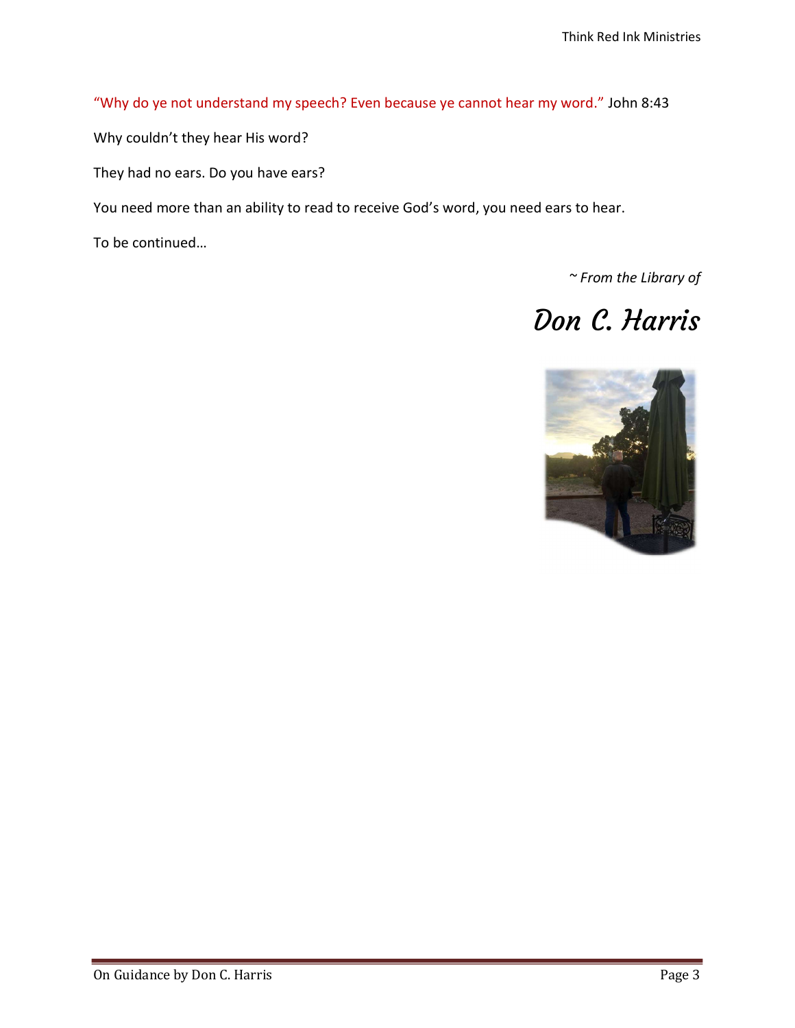"Why do ye not understand my speech? Even because ye cannot hear my word." John 8:43

Why couldn't they hear His word?

They had no ears. Do you have ears?

You need more than an ability to read to receive God's word, you need ears to hear.

To be continued…

*~ From the Library of*

*Don C. Harris*